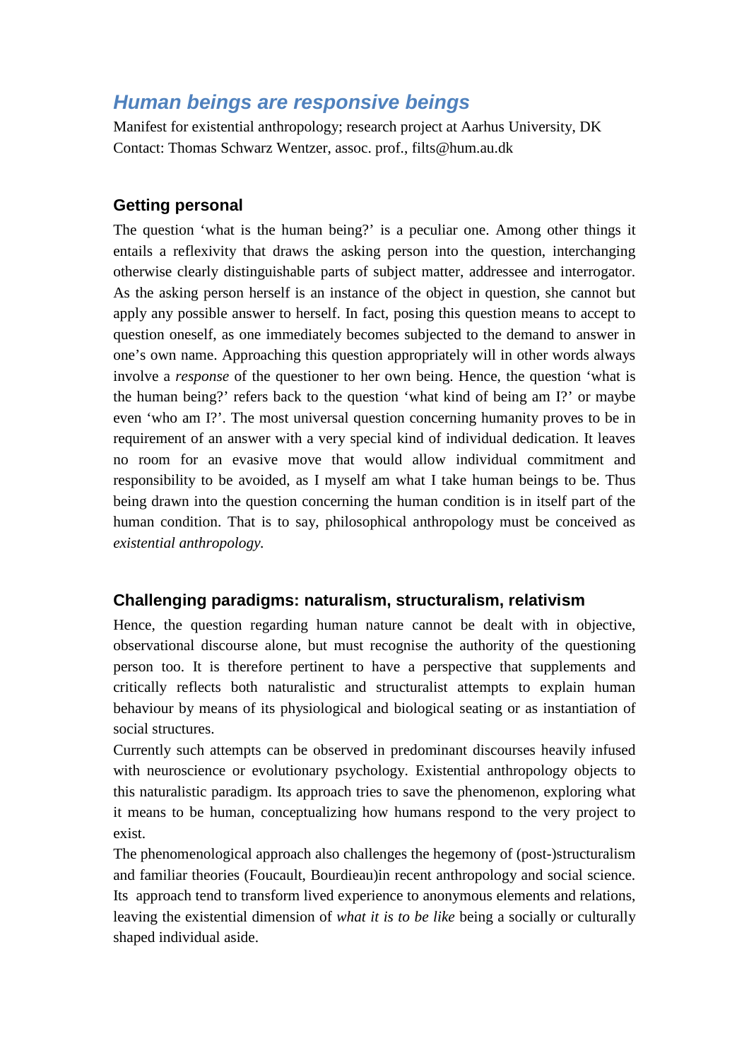# *Human beings are responsive beings*

Manifest for existential anthropology; research project at Aarhus University, DK
Contact: Thomas Schwarz Wentzer, assoc. prof., filts@hum.au.dk

## Getting personal

The question 'what is the human being?' is a peculiar one. Among other things it entails a reflexivity that draws the asking person into the question, interchanging otherwise clearly distinguishable parts of subject matter, addressee and interrogator. As the asking person herself is an instance of the object in question, she cannot but apply any possible answer to herself. In fact, posing this question means to accept to question oneself, as one immediately becomes subjected to the demand to answer in one's own name. Approaching this question appropriately will in other words always involve a *response* of the questioner to her own being. Hence, the question 'what is the human being?' refers back to the question 'what kind of being am I?' or maybe even 'who am I?'. The most universal question concerning humanity proves to be in requirement of an answer with a very special kind of individual dedication. It leaves no room for an evasive move that would allow individual commitment and responsibility to be avoided, as I myself am what I take human beings to be. Thus being drawn into the question concerning the human condition is in itself part of the human condition. That is to say, philosophical anthropology must be conceived as *existential anthropology.*

## Challenging paradigms: naturalism, structuralism, relativism

Hence, the question regarding human nature cannot be dealt with in objective, observational discourse alone, but must recognise the authority of the questioning person too. It is therefore pertinent to have a perspective that supplements and critically reflects both naturalistic and structuralist attempts to explain human behaviour by means of its physiological and biological seating or as instantiation of social structures.

Currently such attempts can be observed in predominant discourses heavily infused with neuroscience or evolutionary psychology. Existential anthropology objects to this naturalistic paradigm. Its approach tries to save the phenomenon, exploring what it means to be human, conceptualizing how humans respond to the very project to exist.

The phenomenological approach also challenges the hegemony of (post-)structuralism and familiar theories (Foucault, Bourdieau)in recent anthropology and social science. Its approach tend to transform lived experience to anonymous elements and relations, leaving the existential dimension of *what it is to be like* being a socially or culturally shaped individual aside.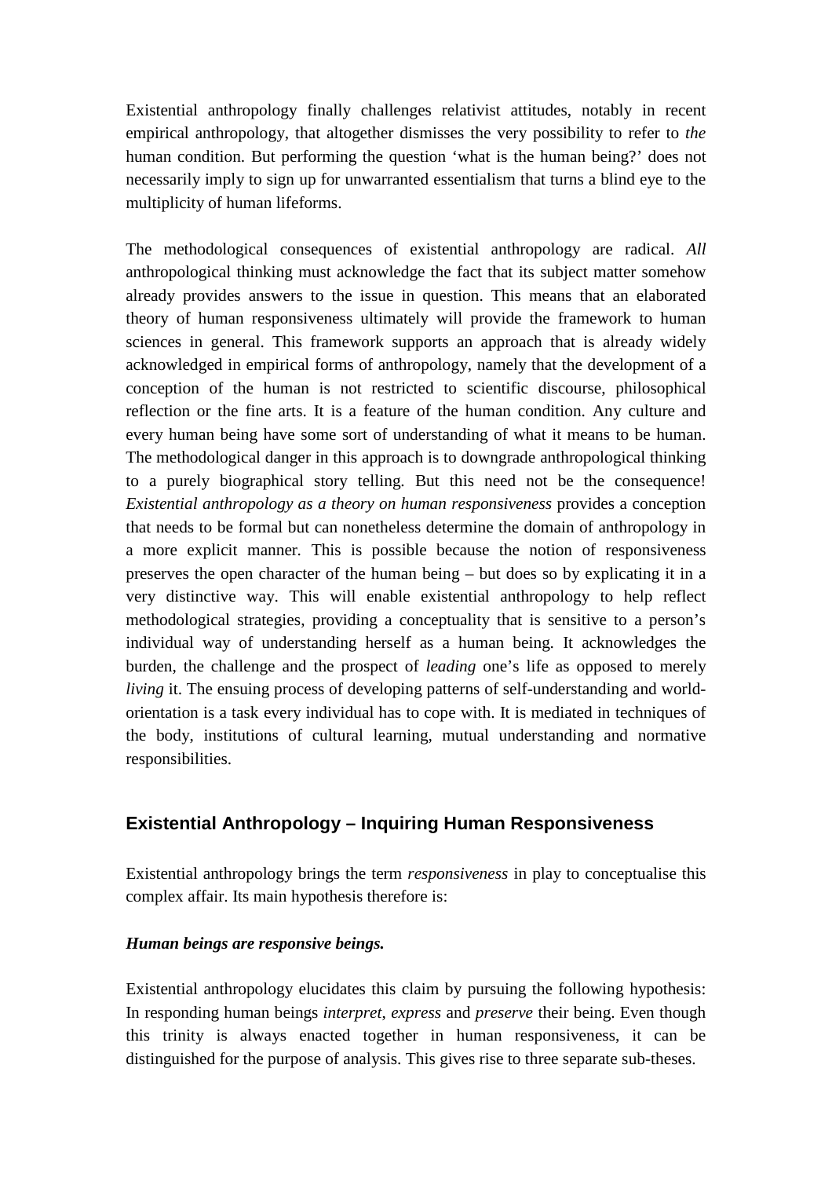Existential anthropology finally challenges relativist attitudes, notably in recent empirical anthropology, that altogether dismisses the very possibility to refer to *the* human condition. But performing the question 'what is the human being?' does not necessarily imply to sign up for unwarranted essentialism that turns a blind eye to the multiplicity of human lifeforms.

The methodological consequences of existential anthropology are radical. *All* anthropological thinking must acknowledge the fact that its subject matter somehow already provides answers to the issue in question. This means that an elaborated theory of human responsiveness ultimately will provide the framework to human sciences in general. This framework supports an approach that is already widely acknowledged in empirical forms of anthropology, namely that the development of a conception of the human is not restricted to scientific discourse, philosophical reflection or the fine arts. It is a feature of the human condition. Any culture and every human being have some sort of understanding of what it means to be human. The methodological danger in this approach is to downgrade anthropological thinking to a purely biographical story telling. But this need not be the consequence! *Existential anthropology as a theory on human responsiveness* provides a conception that needs to be formal but can nonetheless determine the domain of anthropology in a more explicit manner. This is possible because the notion of responsiveness preserves the open character of the human being – but does so by explicating it in a very distinctive way. This will enable existential anthropology to help reflect methodological strategies, providing a conceptuality that is sensitive to a person's individual way of understanding herself as a human being. It acknowledges the burden, the challenge and the prospect of *leading* one's life as opposed to merely *living* it. The ensuing process of developing patterns of self-understanding and world-orientation is a task every individual has to cope with. It is mediated in techniques of the body, institutions of cultural learning, mutual understanding and normative responsibilities.

## Existential Anthropology – Inquiring Human Responsiveness

Existential anthropology brings the term *responsiveness* in play to conceptualise this complex affair. Its main hypothesis therefore is:

***Human beings are responsive beings.***

Existential anthropology elucidates this claim by pursuing the following hypothesis: In responding human beings *interpret*, *express* and *preserve* their being. Even though this trinity is always enacted together in human responsiveness, it can be distinguished for the purpose of analysis. This gives rise to three separate sub-theses.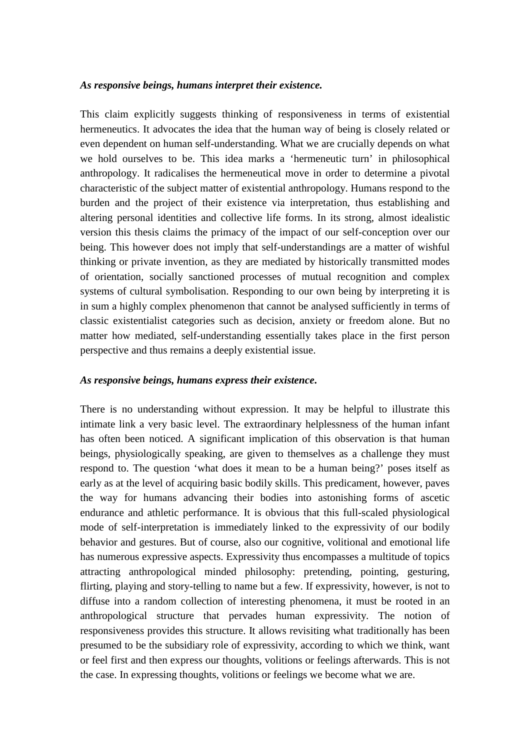***As responsive beings, humans interpret their existence.***

This claim explicitly suggests thinking of responsiveness in terms of existential hermeneutics. It advocates the idea that the human way of being is closely related or even dependent on human self-understanding. What we are crucially depends on what we hold ourselves to be. This idea marks a 'hermeneutic turn' in philosophical anthropology. It radicalises the hermeneutical move in order to determine a pivotal characteristic of the subject matter of existential anthropology. Humans respond to the burden and the project of their existence via interpretation, thus establishing and altering personal identities and collective life forms. In its strong, almost idealistic version this thesis claims the primacy of the impact of our self-conception over our being. This however does not imply that self-understandings are a matter of wishful thinking or private invention, as they are mediated by historically transmitted modes of orientation, socially sanctioned processes of mutual recognition and complex systems of cultural symbolisation. Responding to our own being by interpreting it is in sum a highly complex phenomenon that cannot be analysed sufficiently in terms of classic existentialist categories such as decision, anxiety or freedom alone. But no matter how mediated, self-understanding essentially takes place in the first person perspective and thus remains a deeply existential issue.

***As responsive beings, humans express their existence.***

There is no understanding without expression. It may be helpful to illustrate this intimate link a very basic level. The extraordinary helplessness of the human infant has often been noticed. A significant implication of this observation is that human beings, physiologically speaking, are given to themselves as a challenge they must respond to. The question 'what does it mean to be a human being?' poses itself as early as at the level of acquiring basic bodily skills. This predicament, however, paves the way for humans advancing their bodies into astonishing forms of ascetic endurance and athletic performance. It is obvious that this full-scaled physiological mode of self-interpretation is immediately linked to the expressivity of our bodily behavior and gestures. But of course, also our cognitive, volitional and emotional life has numerous expressive aspects. Expressivity thus encompasses a multitude of topics attracting anthropological minded philosophy: pretending, pointing, gesturing, flirting, playing and story-telling to name but a few. If expressivity, however, is not to diffuse into a random collection of interesting phenomena, it must be rooted in an anthropological structure that pervades human expressivity. The notion of responsiveness provides this structure. It allows revisiting what traditionally has been presumed to be the subsidiary role of expressivity, according to which we think, want or feel first and then express our thoughts, volitions or feelings afterwards. This is not the case. In expressing thoughts, volitions or feelings we become what we are.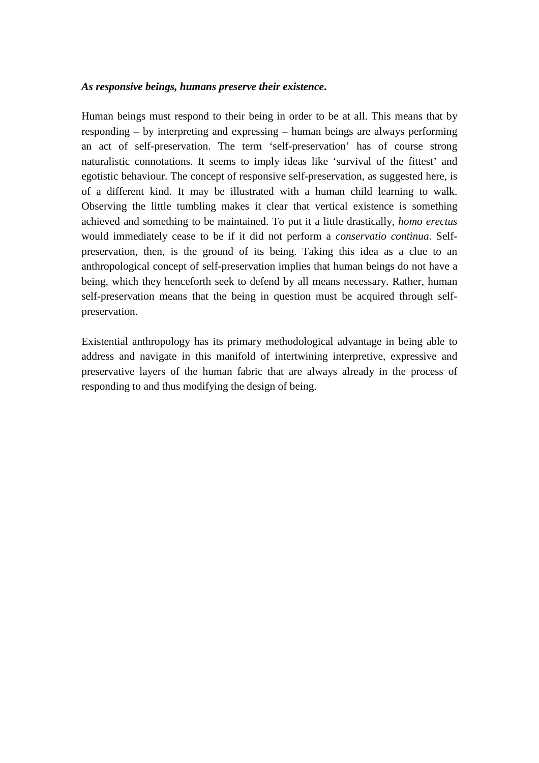***As responsive beings, humans preserve their existence*.**

Human beings must respond to their being in order to be at all. This means that by responding – by interpreting and expressing – human beings are always performing an act of self-preservation. The term 'self-preservation' has of course strong naturalistic connotations. It seems to imply ideas like 'survival of the fittest' and egotistic behaviour. The concept of responsive self-preservation, as suggested here, is of a different kind. It may be illustrated with a human child learning to walk. Observing the little tumbling makes it clear that vertical existence is something achieved and something to be maintained. To put it a little drastically, *homo erectus* would immediately cease to be if it did not perform a *conservatio continua*. Self-preservation, then, is the ground of its being. Taking this idea as a clue to an anthropological concept of self-preservation implies that human beings do not have a being, which they henceforth seek to defend by all means necessary. Rather, human self-preservation means that the being in question must be acquired through self-preservation.

Existential anthropology has its primary methodological advantage in being able to address and navigate in this manifold of intertwining interpretive, expressive and preservative layers of the human fabric that are always already in the process of responding to and thus modifying the design of being.